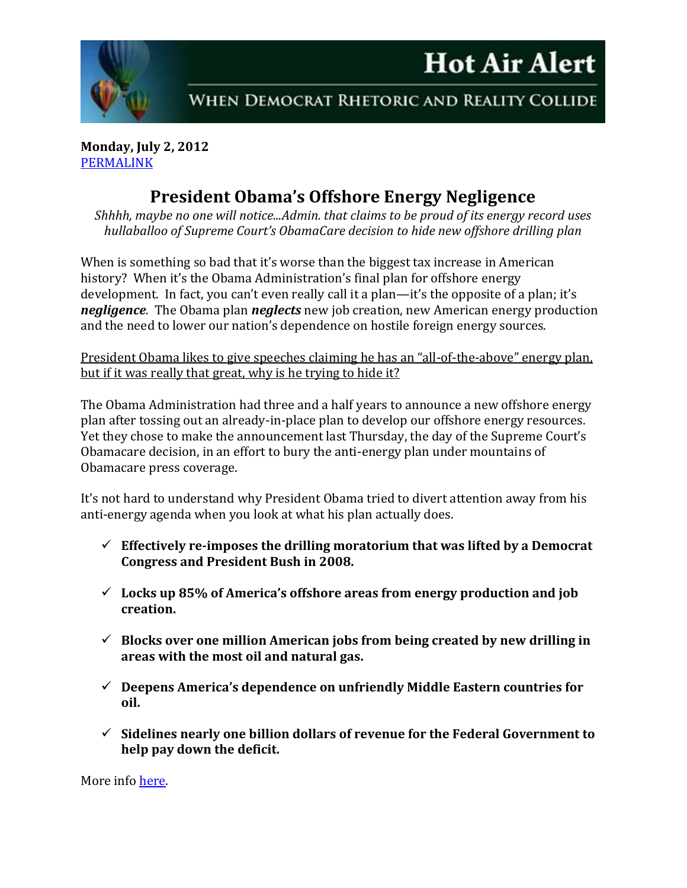# Hot Air Alert

WHEN DEMOCRAT RHETORIC AND REALITY COLLIDE

**Monday, July 2, 2012**
[PERMALINK]

## President Obama's Offshore Energy Negligence

*Shhhh, maybe no one will notice...Admin. that claims to be proud of its energy record uses hullaballoo of Supreme Court's ObamaCare decision to hide new offshore drilling plan*

When is something so bad that it's worse than the biggest tax increase in American history? When it's the Obama Administration's final plan for offshore energy development. In fact, you can't even really call it a plan—it's the opposite of a plan; it's ***negligence***. The Obama plan ***neglects*** new job creation, new American energy production and the need to lower our nation's dependence on hostile foreign energy sources.

<u>President Obama likes to give speeches claiming he has an "all-of-the-above" energy plan, but if it was really that great, why is he trying to hide it?</u>

The Obama Administration had three and a half years to announce a new offshore energy plan after tossing out an already-in-place plan to develop our offshore energy resources. Yet they chose to make the announcement last Thursday, the day of the Supreme Court's Obamacare decision, in an effort to bury the anti-energy plan under mountains of Obamacare press coverage.

It's not hard to understand why President Obama tried to divert attention away from his anti-energy agenda when you look at what his plan actually does.

- ✓ **Effectively re-imposes the drilling moratorium that was lifted by a Democrat Congress and President Bush in 2008.**
- ✓ **Locks up 85% of America's offshore areas from energy production and job creation.**
- ✓ **Blocks over one million American jobs from being created by new drilling in areas with the most oil and natural gas.**
- ✓ **Deepens America's dependence on unfriendly Middle Eastern countries for oil.**
- ✓ **Sidelines nearly one billion dollars of revenue for the Federal Government to help pay down the deficit.**

More info [here].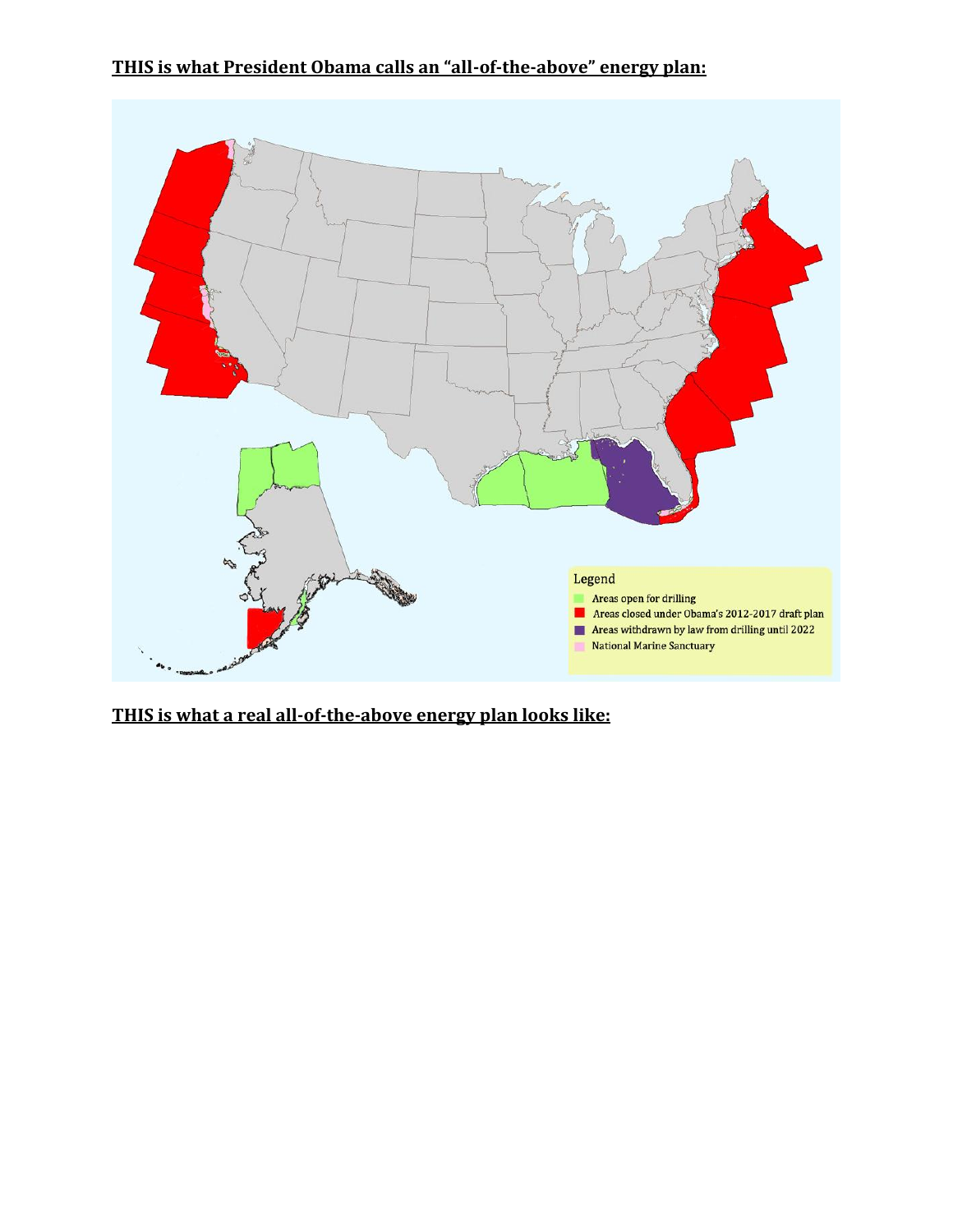**THIS is what President Obama calls an "all-of-the-above" energy plan:**

Legend

Areas open for drilling

Areas closed under Obama's 2012-2017 draft plan

Areas withdrawn by law from drilling until 2022

National Marine Sanctuary

**THIS is what a real all-of-the-above energy plan looks like:**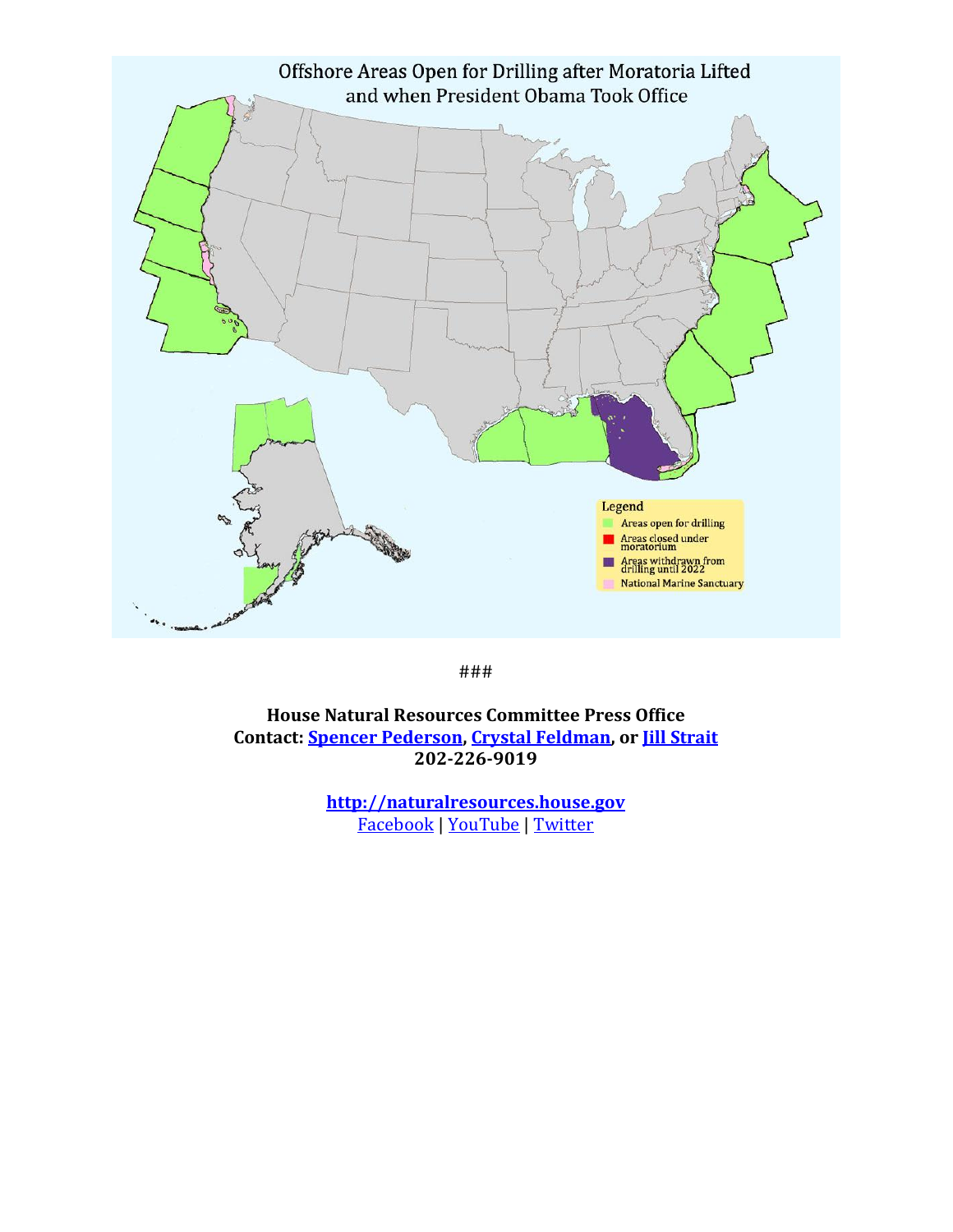Offshore Areas Open for Drilling after Moratoria Lifted and when President Obama Took Office

Legend

Areas open for drilling

Areas closed under moratorium

Areas withdrawn from drilling until 2022

National Marine Sanctuary

###

**House Natural Resources Committee Press Office**
**Contact: [Spencer Pederson](), [Crystal Feldman](), or [Jill Strait]()**
**202-226-9019**

**[http://naturalresources.house.gov](http://naturalresources.house.gov)**
[Facebook]() | [YouTube]() | [Twitter]()